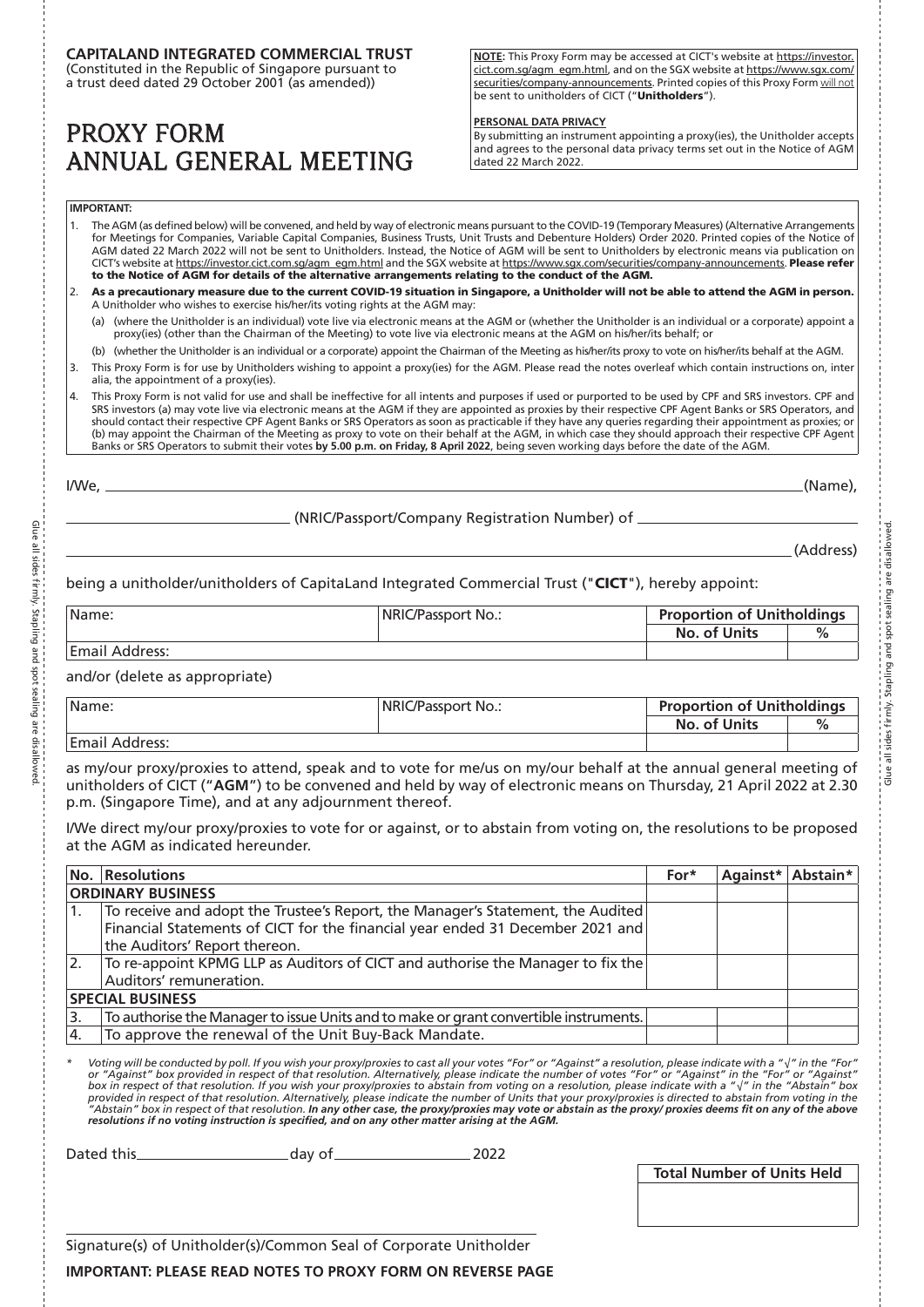**CAPITALAND INTEGRATED COMMERCIAL TRUST**
(Constituted in the Republic of Singapore pursuant to a trust deed dated 29 October 2001 (as amended))

# PROXY FORM
# ANNUAL GENERAL MEETING

**NOTE:** This Proxy Form may be accessed at CICT's website at https://investor.cict.com.sg/agm_egm.html, and on the SGX website at https://www.sgx.com/securities/company-announcements. Printed copies of this Proxy Form will not be sent to unitholders of CICT ("**Unitholders**").

**PERSONAL DATA PRIVACY**
By submitting an instrument appointing a proxy(ies), the Unitholder accepts and agrees to the personal data privacy terms set out in the Notice of AGM dated 22 March 2022.

**IMPORTANT:**

1. The AGM (as defined below) will be convened, and held by way of electronic means pursuant to the COVID-19 (Temporary Measures) (Alternative Arrangements for Meetings for Companies, Variable Capital Companies, Business Trusts, Unit Trusts and Debenture Holders) Order 2020. Printed copies of the Notice of AGM dated 22 March 2022 will not be sent to Unitholders. Instead, the Notice of AGM will be sent to Unitholders by electronic means via publication on CICT's website at https://investor.cict.com.sg/agm_egm.html and the SGX website at https://www.sgx.com/securities/company-announcements. **Please refer to the Notice of AGM for details of the alternative arrangements relating to the conduct of the AGM.**
2. **As a precautionary measure due to the current COVID-19 situation in Singapore, a Unitholder will not be able to attend the AGM in person.** A Unitholder who wishes to exercise his/her/its voting rights at the AGM may:
   (a) (where the Unitholder is an individual) vote live via electronic means at the AGM or (whether the Unitholder is an individual or a corporate) appoint a proxy(ies) (other than the Chairman of the Meeting) to vote live via electronic means at the AGM on his/her/its behalf; or
   (b) (whether the Unitholder is an individual or a corporate) appoint the Chairman of the Meeting as his/her/its proxy to vote on his/her/its behalf at the AGM.
3. This Proxy Form is for use by Unitholders wishing to appoint a proxy(ies) for the AGM. Please read the notes overleaf which contain instructions on, inter alia, the appointment of a proxy(ies).
4. This Proxy Form is not valid for use and shall be ineffective for all intents and purposes if used or purported to be used by CPF and SRS investors. CPF and SRS investors (a) may vote live via electronic means at the AGM if they are appointed as proxies by their respective CPF Agent Banks or SRS Operators, and should contact their respective CPF Agent Banks or SRS Operators as soon as practicable if they have any queries regarding their appointment as proxies; or (b) may appoint the Chairman of the Meeting as proxy to vote on their behalf at the AGM, in which case they should approach their respective CPF Agent Banks or SRS Operators to submit their votes **by 5.00 p.m. on Friday, 8 April 2022**, being seven working days before the date of the AGM.

I/We, ______________________________________________ (Name),

______________________ (NRIC/Passport/Company Registration Number) of ______________________

______________________________________________ (Address)

being a unitholder/unitholders of CapitaLand Integrated Commercial Trust ("**CICT**"), hereby appoint:

| Name: | NRIC/Passport No.: | Proportion of Unitholdings | |
|---|---|---|---|
| | | No. of Units | % |
| Email Address: | | | |

and/or (delete as appropriate)

| Name: | NRIC/Passport No.: | Proportion of Unitholdings | |
|---|---|---|---|
| | | No. of Units | % |
| Email Address: | | | |

as my/our proxy/proxies to attend, speak and to vote for me/us on my/our behalf at the annual general meeting of unitholders of CICT ("**AGM**") to be convened and held by way of electronic means on Thursday, 21 April 2022 at 2.30 p.m. (Singapore Time), and at any adjournment thereof.

I/We direct my/our proxy/proxies to vote for or against, or to abstain from voting on, the resolutions to be proposed at the AGM as indicated hereunder.

| No. | Resolutions | For* | Against* | Abstain* |
|---|---|---|---|---|
| **ORDINARY BUSINESS** | | | | |
| 1. | To receive and adopt the Trustee's Report, the Manager's Statement, the Audited Financial Statements of CICT for the financial year ended 31 December 2021 and the Auditors' Report thereon. | | | |
| 2. | To re-appoint KPMG LLP as Auditors of CICT and authorise the Manager to fix the Auditors' remuneration. | | | |
| **SPECIAL BUSINESS** | | | | |
| 3. | To authorise the Manager to issue Units and to make or grant convertible instruments. | | | |
| 4. | To approve the renewal of the Unit Buy-Back Mandate. | | | |

\* *Voting will be conducted by poll. If you wish your proxy/proxies to cast all your votes "For" or "Against" a resolution, please indicate with a "√" in the "For" or "Against" box provided in respect of that resolution. Alternatively, please indicate the number of votes "For" or "Against" in the "For" or "Against" box in respect of that resolution. If you wish your proxy/proxies to abstain from voting on a resolution, please indicate with a "√" in the "Abstain" box provided in respect of that resolution. Alternatively, please indicate the number of Units that your proxy/proxies is directed to abstain from voting in the "Abstain" box in respect of that resolution.* ***In any other case, the proxy/proxies may vote or abstain as the proxy/ proxies deems fit on any of the above resolutions if no voting instruction is specified, and on any other matter arising at the AGM.***

Dated this ____________ day of ____________ 2022

| Total Number of Units Held |
|---|
| |

______________________________________________
Signature(s) of Unitholder(s)/Common Seal of Corporate Unitholder

**IMPORTANT: PLEASE READ NOTES TO PROXY FORM ON REVERSE PAGE**

Glue all sides firmly. Stapling and spot sealing are disallowed.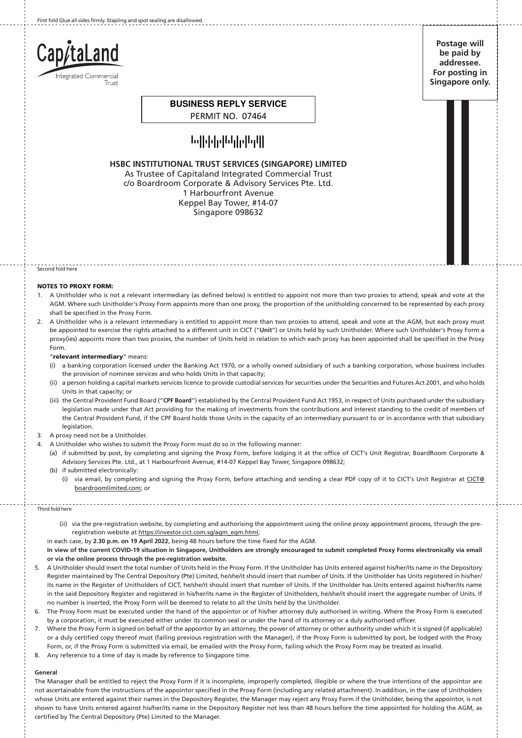First fold Glue all sides firmly. Stapling and spot sealing are disallowed.

CapitaLand
Integrated Commercial Trust

**Postage will be paid by addressee. For posting in Singapore only.**

**BUSINESS REPLY SERVICE**
PERMIT NO. 07464

**HSBC INSTITUTIONAL TRUST SERVICES (SINGAPORE) LIMITED**
As Trustee of Capitaland Integrated Commercial Trust
c/o Boardroom Corporate & Advisory Services Pte. Ltd.
1 Harbourfront Avenue
Keppel Bay Tower, #14-07
Singapore 098632

Second fold here

**NOTES TO PROXY FORM:**

1. A Unitholder who is not a relevant intermediary (as defined below) is entitled to appoint not more than two proxies to attend, speak and vote at the AGM. Where such Unitholder's Proxy Form appoints more than one proxy, the proportion of the unitholding concerned to be represented by each proxy shall be specified in the Proxy Form.
2. A Unitholder who is a relevant intermediary is entitled to appoint more than two proxies to attend, speak and vote at the AGM, but each proxy must be appointed to exercise the rights attached to a different unit in CICT ("**Unit**") or Units held by such Unitholder. Where such Unitholder's Proxy Form a proxy(ies) appoints more than two proxies, the number of Units held in relation to which each proxy has been appointed shall be specified in the Proxy Form.

   "**relevant intermediary**" means:

   (i) a banking corporation licensed under the Banking Act 1970, or a wholly owned subsidiary of such a banking corporation, whose business includes the provision of nominee services and who holds Units in that capacity;

   (ii) a person holding a capital markets services licence to provide custodial services for securities under the Securities and Futures Act 2001, and who holds Units in that capacity; or

   (iii) the Central Provident Fund Board ("**CPF Board**") established by the Central Provident Fund Act 1953, in respect of Units purchased under the subsidiary legislation made under that Act providing for the making of investments from the contributions and interest standing to the credit of members of the Central Provident Fund, if the CPF Board holds those Units in the capacity of an intermediary pursuant to or in accordance with that subsidiary legislation.
3. A proxy need not be a Unitholder.
4. A Unitholder who wishes to submit the Proxy Form must do so in the following manner:

   (a) if submitted by post, by completing and signing the Proxy Form, before lodging it at the office of CICT's Unit Registrar, BoardRoom Corporate & Advisory Services Pte. Ltd., at 1 Harbourfront Avenue, #14-07 Keppel Bay Tower, Singapore 098632;

   (b) if submitted electronically:

   (i) via email, by completing and signing the Proxy Form, before attaching and sending a clear PDF copy of it to CICT's Unit Registrar at CICT@boardroomlimited.com; or

Third fold here

   (ii) via the pre-registration website, by completing and authorising the appointment using the online proxy appointment process, through the pre-registration website at https://investor.cict.com.sg/agm_egm.html,

   in each case, by **2.30 p.m. on 19 April 2022**, being 48 hours before the time fixed for the AGM.

   **In view of the current COVID-19 situation in Singapore, Unitholders are strongly encouraged to submit completed Proxy Forms electronically via email or via the online process through the pre-registration website.**
5. A Unitholder should insert the total number of Units held in the Proxy Form. If the Unitholder has Units entered against his/her/its name in the Depository Register maintained by The Central Depository (Pte) Limited, he/she/it should insert that number of Units. If the Unitholder has Units registered in his/her/its name in the Register of Unitholders of CICT, he/she/it should insert that number of Units. If the Unitholder has Units entered against his/her/its name in the said Depository Register and registered in his/her/its name in the Register of Unitholders, he/she/it should insert the aggregate number of Units. If no number is inserted, the Proxy Form will be deemed to relate to all the Units held by the Unitholder.
6. The Proxy Form must be executed under the hand of the appointor or of his/her attorney duly authorised in writing. Where the Proxy Form is executed by a corporation, it must be executed either under its common seal or under the hand of its attorney or a duly authorised officer.
7. Where the Proxy Form is signed on behalf of the appointor by an attorney, the power of attorney or other authority under which it is signed (if applicable) or a duly certified copy thereof must (failing previous registration with the Manager), if the Proxy Form is submitted by post, be lodged with the Proxy Form, or, if the Proxy Form is submitted via email, be emailed with the Proxy Form, failing which the Proxy Form may be treated as invalid.
8. Any reference to a time of day is made by reference to Singapore time.

**General**

The Manager shall be entitled to reject the Proxy Form if it is incomplete, improperly completed, illegible or where the true intentions of the appointor are not ascertainable from the instructions of the appointor specified in the Proxy Form (including any related attachment). In addition, in the case of Unitholders whose Units are entered against their names in the Depository Register, the Manager may reject any Proxy Form if the Unitholder, being the appointor, is not shown to have Units entered against his/her/its name in the Depository Register not less than 48 hours before the time appointed for holding the AGM, as certified by The Central Depository (Pte) Limited to the Manager.